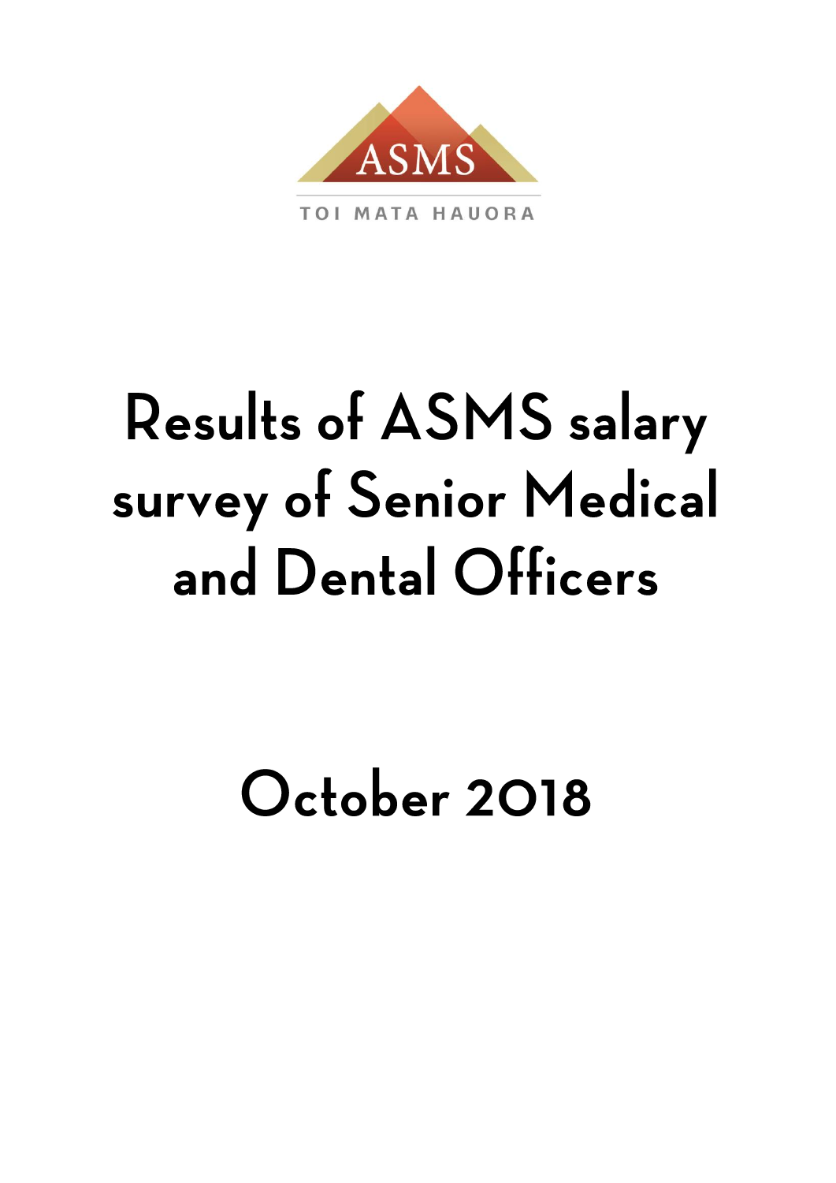ASMS

TOI MATA HAUORA

# Results of ASMS salary survey of Senior Medical and Dental Officers

## October 2018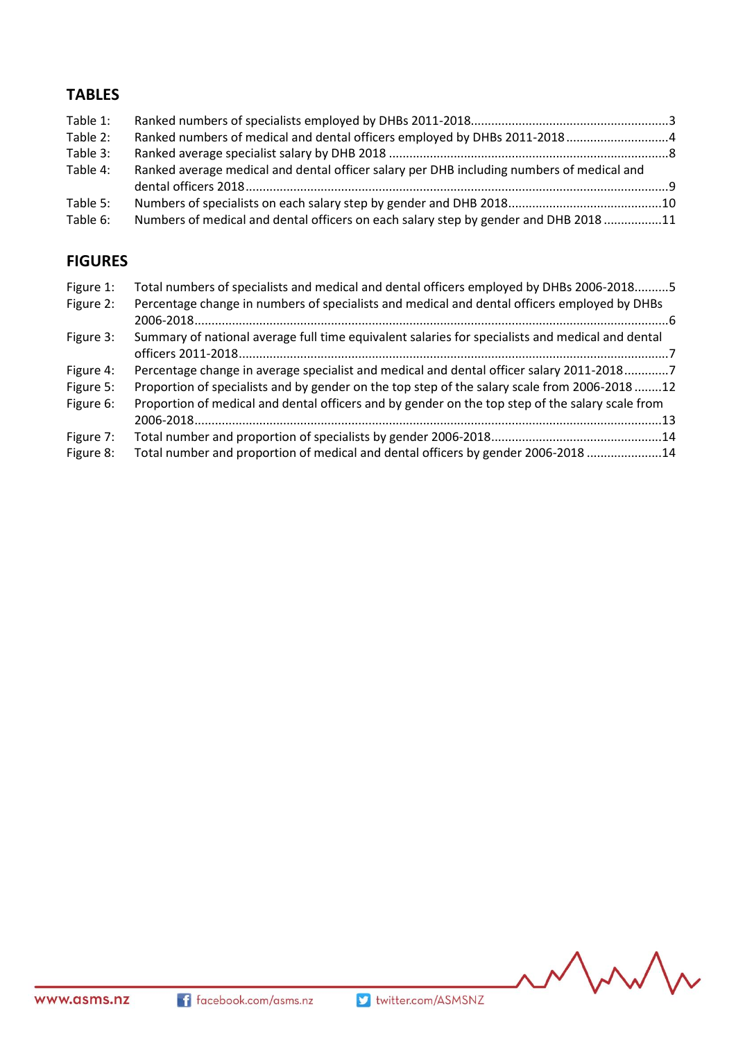## TABLES

| | | |
|---|---|---|
| Table 1: | Ranked numbers of specialists employed by DHBs 2011-2018 | 3 |
| Table 2: | Ranked numbers of medical and dental officers employed by DHBs 2011-2018 | 4 |
| Table 3: | Ranked average specialist salary by DHB 2018 | 8 |
| Table 4: | Ranked average medical and dental officer salary per DHB including numbers of medical and dental officers 2018 | 9 |
| Table 5: | Numbers of specialists on each salary step by gender and DHB 2018 | 10 |
| Table 6: | Numbers of medical and dental officers on each salary step by gender and DHB 2018 | 11 |

## FIGURES

| | | |
|---|---|---|
| Figure 1: | Total numbers of specialists and medical and dental officers employed by DHBs 2006-2018 | 5 |
| Figure 2: | Percentage change in numbers of specialists and medical and dental officers employed by DHBs 2006-2018 | 6 |
| Figure 3: | Summary of national average full time equivalent salaries for specialists and medical and dental officers 2011-2018 | 7 |
| Figure 4: | Percentage change in average specialist and medical and dental officer salary 2011-2018 | 7 |
| Figure 5: | Proportion of specialists and by gender on the top step of the salary scale from 2006-2018 | 12 |
| Figure 6: | Proportion of medical and dental officers and by gender on the top step of the salary scale from 2006-2018 | 13 |
| Figure 7: | Total number and proportion of specialists by gender 2006-2018 | 14 |
| Figure 8: | Total number and proportion of medical and dental officers by gender 2006-2018 | 14 |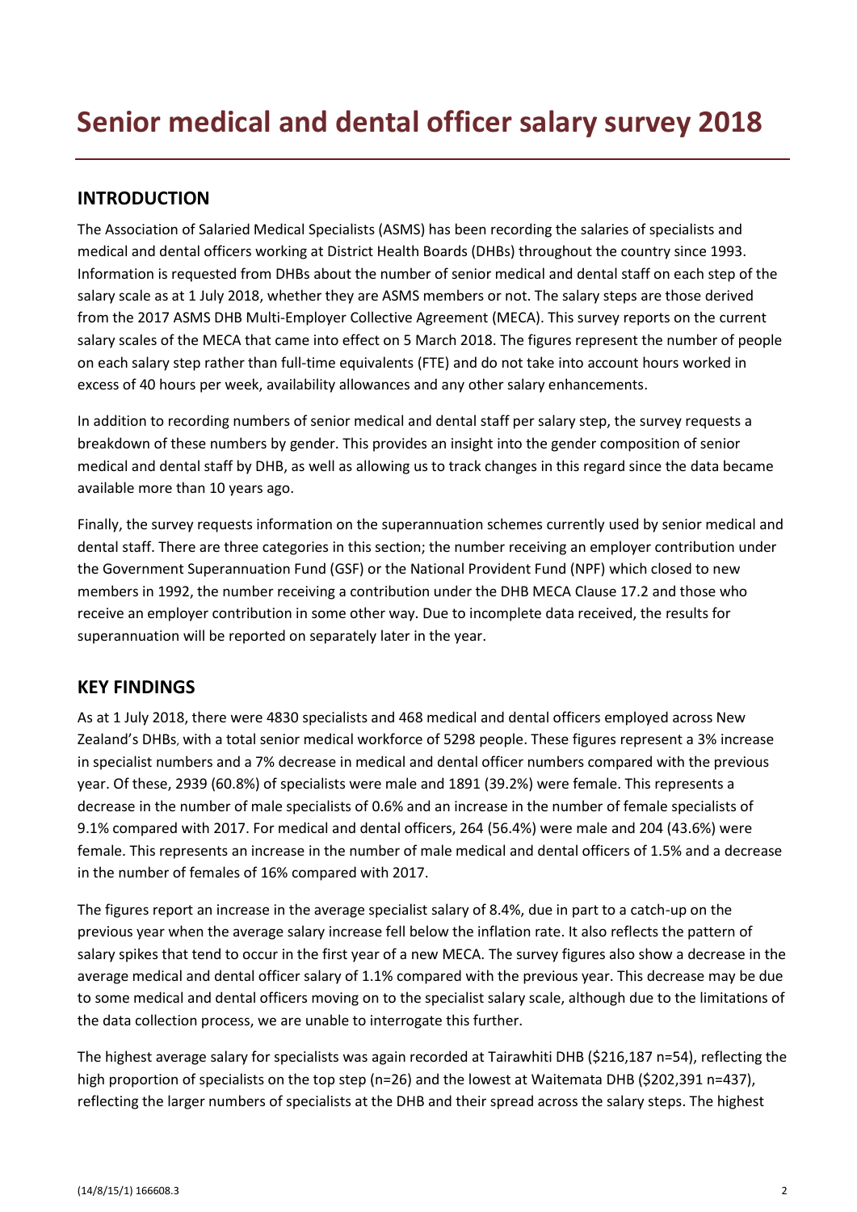# Senior medical and dental officer salary survey 2018

## INTRODUCTION

The Association of Salaried Medical Specialists (ASMS) has been recording the salaries of specialists and medical and dental officers working at District Health Boards (DHBs) throughout the country since 1993. Information is requested from DHBs about the number of senior medical and dental staff on each step of the salary scale as at 1 July 2018, whether they are ASMS members or not. The salary steps are those derived from the 2017 ASMS DHB Multi-Employer Collective Agreement (MECA). This survey reports on the current salary scales of the MECA that came into effect on 5 March 2018. The figures represent the number of people on each salary step rather than full-time equivalents (FTE) and do not take into account hours worked in excess of 40 hours per week, availability allowances and any other salary enhancements.

In addition to recording numbers of senior medical and dental staff per salary step, the survey requests a breakdown of these numbers by gender. This provides an insight into the gender composition of senior medical and dental staff by DHB, as well as allowing us to track changes in this regard since the data became available more than 10 years ago.

Finally, the survey requests information on the superannuation schemes currently used by senior medical and dental staff. There are three categories in this section; the number receiving an employer contribution under the Government Superannuation Fund (GSF) or the National Provident Fund (NPF) which closed to new members in 1992, the number receiving a contribution under the DHB MECA Clause 17.2 and those who receive an employer contribution in some other way. Due to incomplete data received, the results for superannuation will be reported on separately later in the year.

## KEY FINDINGS

As at 1 July 2018, there were 4830 specialists and 468 medical and dental officers employed across New Zealand's DHBs, with a total senior medical workforce of 5298 people. These figures represent a 3% increase in specialist numbers and a 7% decrease in medical and dental officer numbers compared with the previous year. Of these, 2939 (60.8%) of specialists were male and 1891 (39.2%) were female. This represents a decrease in the number of male specialists of 0.6% and an increase in the number of female specialists of 9.1% compared with 2017. For medical and dental officers, 264 (56.4%) were male and 204 (43.6%) were female. This represents an increase in the number of male medical and dental officers of 1.5% and a decrease in the number of females of 16% compared with 2017.

The figures report an increase in the average specialist salary of 8.4%, due in part to a catch-up on the previous year when the average salary increase fell below the inflation rate. It also reflects the pattern of salary spikes that tend to occur in the first year of a new MECA. The survey figures also show a decrease in the average medical and dental officer salary of 1.1% compared with the previous year. This decrease may be due to some medical and dental officers moving on to the specialist salary scale, although due to the limitations of the data collection process, we are unable to interrogate this further.

The highest average salary for specialists was again recorded at Tairawhiti DHB ($216,187 n=54), reflecting the high proportion of specialists on the top step (n=26) and the lowest at Waitemata DHB ($202,391 n=437), reflecting the larger numbers of specialists at the DHB and their spread across the salary steps. The highest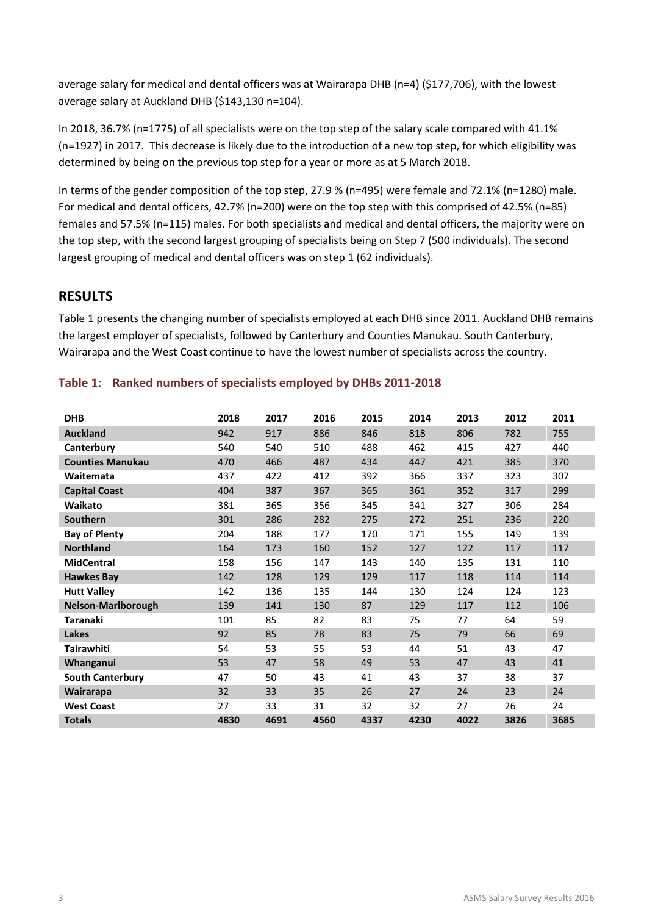average salary for medical and dental officers was at Wairarapa DHB (n=4) ($177,706), with the lowest average salary at Auckland DHB ($143,130 n=104).

In 2018, 36.7% (n=1775) of all specialists were on the top step of the salary scale compared with 41.1% (n=1927) in 2017. This decrease is likely due to the introduction of a new top step, for which eligibility was determined by being on the previous top step for a year or more as at 5 March 2018.

In terms of the gender composition of the top step, 27.9 % (n=495) were female and 72.1% (n=1280) male. For medical and dental officers, 42.7% (n=200) were on the top step with this comprised of 42.5% (n=85) females and 57.5% (n=115) males. For both specialists and medical and dental officers, the majority were on the top step, with the second largest grouping of specialists being on Step 7 (500 individuals). The second largest grouping of medical and dental officers was on step 1 (62 individuals).

## RESULTS

Table 1 presents the changing number of specialists employed at each DHB since 2011. Auckland DHB remains the largest employer of specialists, followed by Canterbury and Counties Manukau. South Canterbury, Wairarapa and the West Coast continue to have the lowest number of specialists across the country.

### Table 1: Ranked numbers of specialists employed by DHBs 2011-2018

| DHB | 2018 | 2017 | 2016 | 2015 | 2014 | 2013 | 2012 | 2011 |
|---|---|---|---|---|---|---|---|---|
| **Auckland** | 942 | 917 | 886 | 846 | 818 | 806 | 782 | 755 |
| **Canterbury** | 540 | 540 | 510 | 488 | 462 | 415 | 427 | 440 |
| **Counties Manukau** | 470 | 466 | 487 | 434 | 447 | 421 | 385 | 370 |
| **Waitemata** | 437 | 422 | 412 | 392 | 366 | 337 | 323 | 307 |
| **Capital Coast** | 404 | 387 | 367 | 365 | 361 | 352 | 317 | 299 |
| **Waikato** | 381 | 365 | 356 | 345 | 341 | 327 | 306 | 284 |
| **Southern** | 301 | 286 | 282 | 275 | 272 | 251 | 236 | 220 |
| **Bay of Plenty** | 204 | 188 | 177 | 170 | 171 | 155 | 149 | 139 |
| **Northland** | 164 | 173 | 160 | 152 | 127 | 122 | 117 | 117 |
| **MidCentral** | 158 | 156 | 147 | 143 | 140 | 135 | 131 | 110 |
| **Hawkes Bay** | 142 | 128 | 129 | 129 | 117 | 118 | 114 | 114 |
| **Hutt Valley** | 142 | 136 | 135 | 144 | 130 | 124 | 124 | 123 |
| **Nelson-Marlborough** | 139 | 141 | 130 | 87 | 129 | 117 | 112 | 106 |
| **Taranaki** | 101 | 85 | 82 | 83 | 75 | 77 | 64 | 59 |
| **Lakes** | 92 | 85 | 78 | 83 | 75 | 79 | 66 | 69 |
| **Tairawhiti** | 54 | 53 | 55 | 53 | 44 | 51 | 43 | 47 |
| **Whanganui** | 53 | 47 | 58 | 49 | 53 | 47 | 43 | 41 |
| **South Canterbury** | 47 | 50 | 43 | 41 | 43 | 37 | 38 | 37 |
| **Wairarapa** | 32 | 33 | 35 | 26 | 27 | 24 | 23 | 24 |
| **West Coast** | 27 | 33 | 31 | 32 | 32 | 27 | 26 | 24 |
| **Totals** | **4830** | **4691** | **4560** | **4337** | **4230** | **4022** | **3826** | **3685** |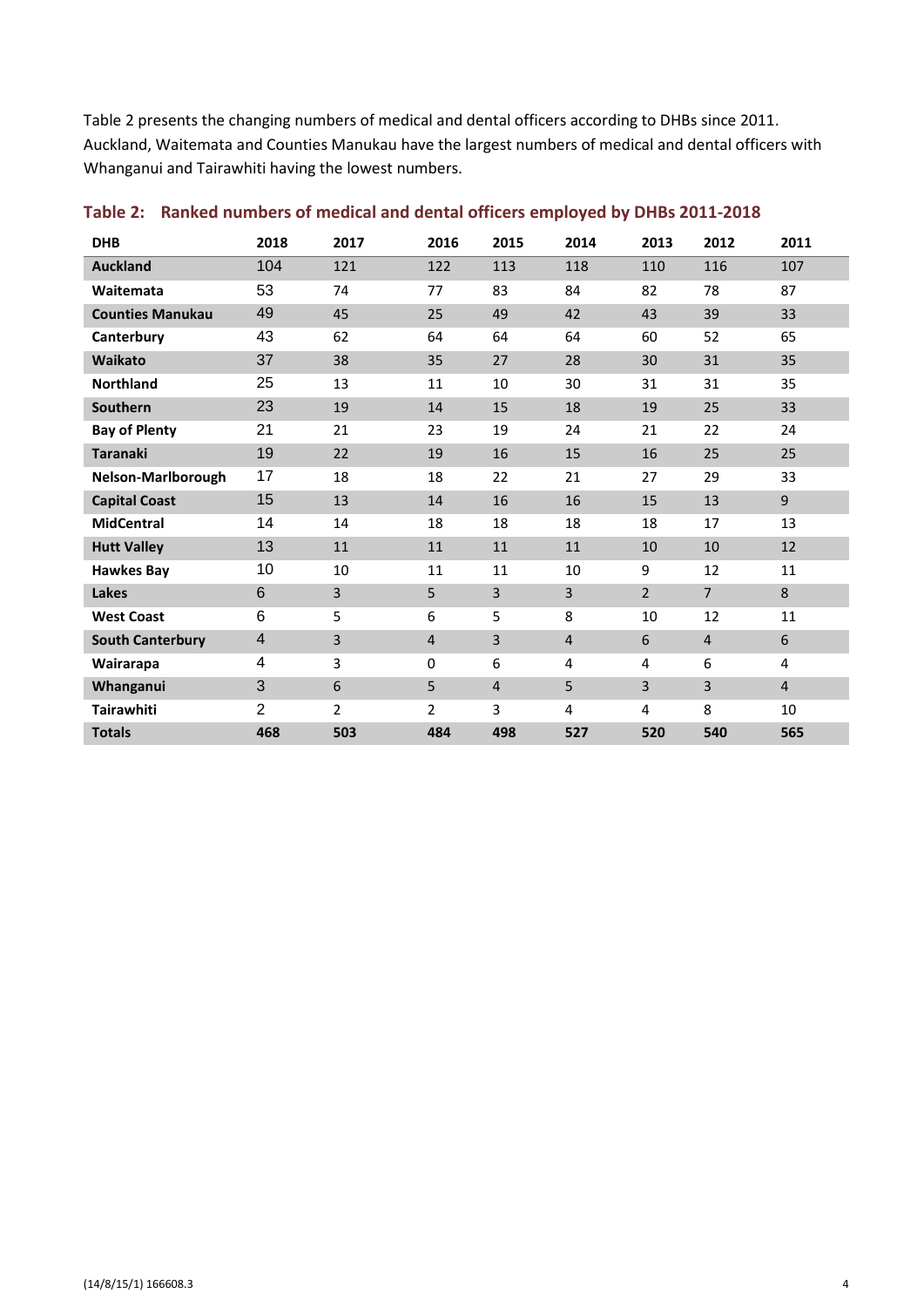Table 2 presents the changing numbers of medical and dental officers according to DHBs since 2011. Auckland, Waitemata and Counties Manukau have the largest numbers of medical and dental officers with Whanganui and Tairawhiti having the lowest numbers.

**Table 2: Ranked numbers of medical and dental officers employed by DHBs 2011-2018**

| DHB | 2018 | 2017 | 2016 | 2015 | 2014 | 2013 | 2012 | 2011 |
|---|---|---|---|---|---|---|---|---|
| **Auckland** | 104 | 121 | 122 | 113 | 118 | 110 | 116 | 107 |
| **Waitemata** | 53 | 74 | 77 | 83 | 84 | 82 | 78 | 87 |
| **Counties Manukau** | 49 | 45 | 25 | 49 | 42 | 43 | 39 | 33 |
| **Canterbury** | 43 | 62 | 64 | 64 | 64 | 60 | 52 | 65 |
| **Waikato** | 37 | 38 | 35 | 27 | 28 | 30 | 31 | 35 |
| **Northland** | 25 | 13 | 11 | 10 | 30 | 31 | 31 | 35 |
| **Southern** | 23 | 19 | 14 | 15 | 18 | 19 | 25 | 33 |
| **Bay of Plenty** | 21 | 21 | 23 | 19 | 24 | 21 | 22 | 24 |
| **Taranaki** | 19 | 22 | 19 | 16 | 15 | 16 | 25 | 25 |
| **Nelson-Marlborough** | 17 | 18 | 18 | 22 | 21 | 27 | 29 | 33 |
| **Capital Coast** | 15 | 13 | 14 | 16 | 16 | 15 | 13 | 9 |
| **MidCentral** | 14 | 14 | 18 | 18 | 18 | 18 | 17 | 13 |
| **Hutt Valley** | 13 | 11 | 11 | 11 | 11 | 10 | 10 | 12 |
| **Hawkes Bay** | 10 | 10 | 11 | 11 | 10 | 9 | 12 | 11 |
| **Lakes** | 6 | 3 | 5 | 3 | 3 | 2 | 7 | 8 |
| **West Coast** | 6 | 5 | 6 | 5 | 8 | 10 | 12 | 11 |
| **South Canterbury** | 4 | 3 | 4 | 3 | 4 | 6 | 4 | 6 |
| **Wairarapa** | 4 | 3 | 0 | 6 | 4 | 4 | 6 | 4 |
| **Whanganui** | 3 | 6 | 5 | 4 | 5 | 3 | 3 | 4 |
| **Tairawhiti** | 2 | 2 | 2 | 3 | 4 | 4 | 8 | 10 |
| **Totals** | **468** | **503** | **484** | **498** | **527** | **520** | **540** | **565** |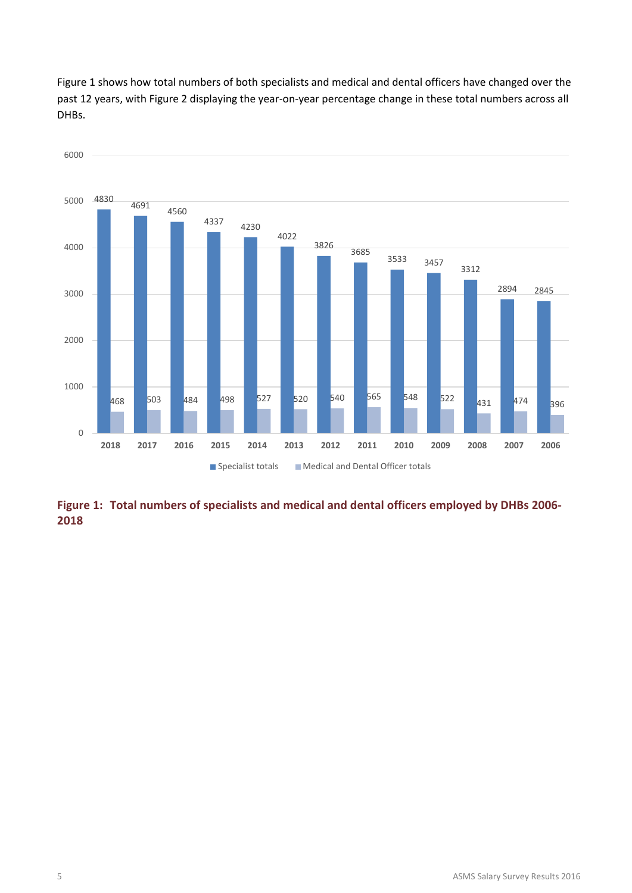Figure 1 shows how total numbers of both specialists and medical and dental officers have changed over the past 12 years, with Figure 2 displaying the year-on-year percentage change in these total numbers across all DHBs.

| Year | Specialist totals | Medical and Dental Officer totals |
|---|---|---|
| 2018 | 4830 | 468 |
| 2017 | 4691 | 503 |
| 2016 | 4560 | 484 |
| 2015 | 4337 | 498 |
| 2014 | 4230 | 527 |
| 2013 | 4022 | 520 |
| 2012 | 3826 | 540 |
| 2011 | 3685 | 565 |
| 2010 | 3533 | 548 |
| 2009 | 3457 | 522 |
| 2008 | 3312 | 431 |
| 2007 | 2894 | 474 |
| 2006 | 2845 | 396 |

**Figure 1: Total numbers of specialists and medical and dental officers employed by DHBs 2006-2018**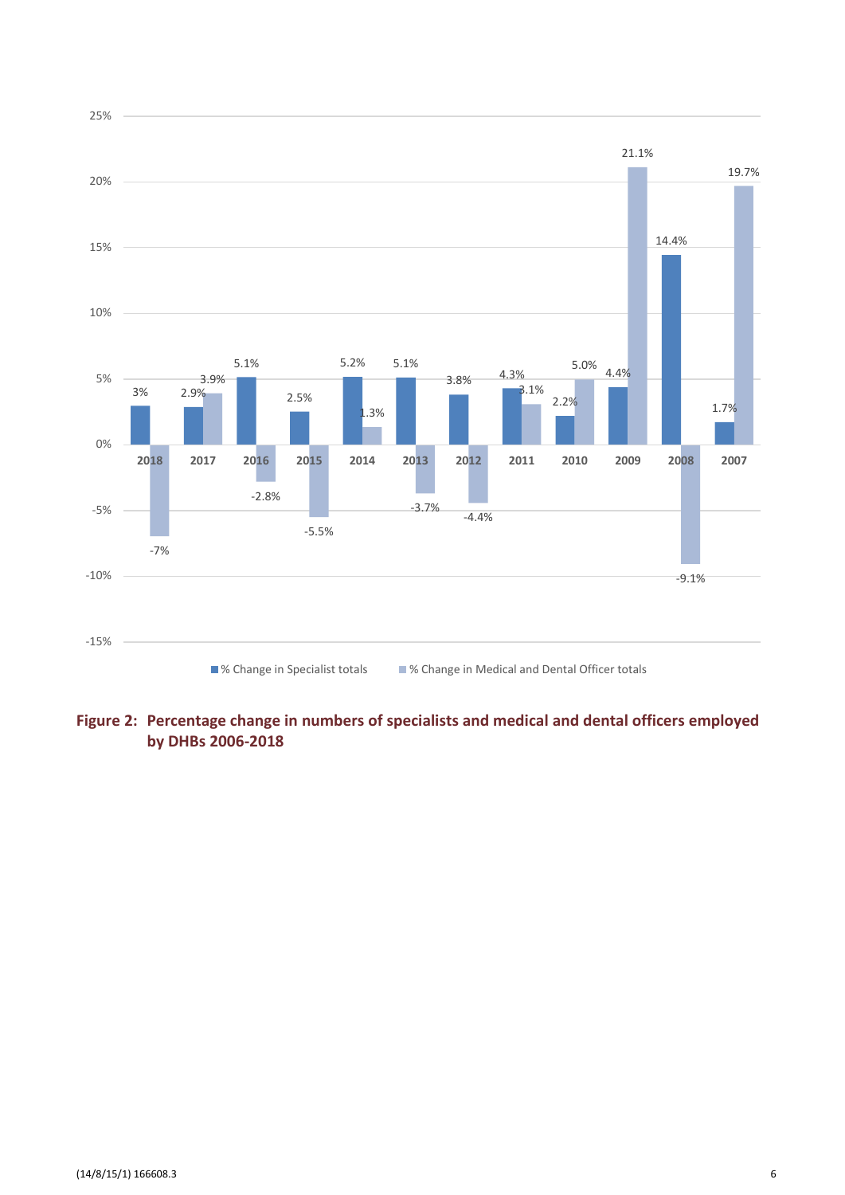| Year | % Change in Specialist totals | % Change in Medical and Dental Officer totals |
|---|---|---|
| 2018 | 3% | -7% |
| 2017 | 2.9% | 3.9% |
| 2016 | 5.1% | -2.8% |
| 2015 | 2.5% | -5.5% |
| 2014 | 5.2% | 1.3% |
| 2013 | 5.1% | -3.7% |
| 2012 | 3.8% | -4.4% |
| 2011 | 4.3% | 3.1% |
| 2010 | 2.2% | 5.0% |
| 2009 | 4.4% | 21.1% |
| 2008 | 14.4% | -9.1% |
| 2007 | 1.7% | 19.7% |

**Figure 2: Percentage change in numbers of specialists and medical and dental officers employed by DHBs 2006-2018**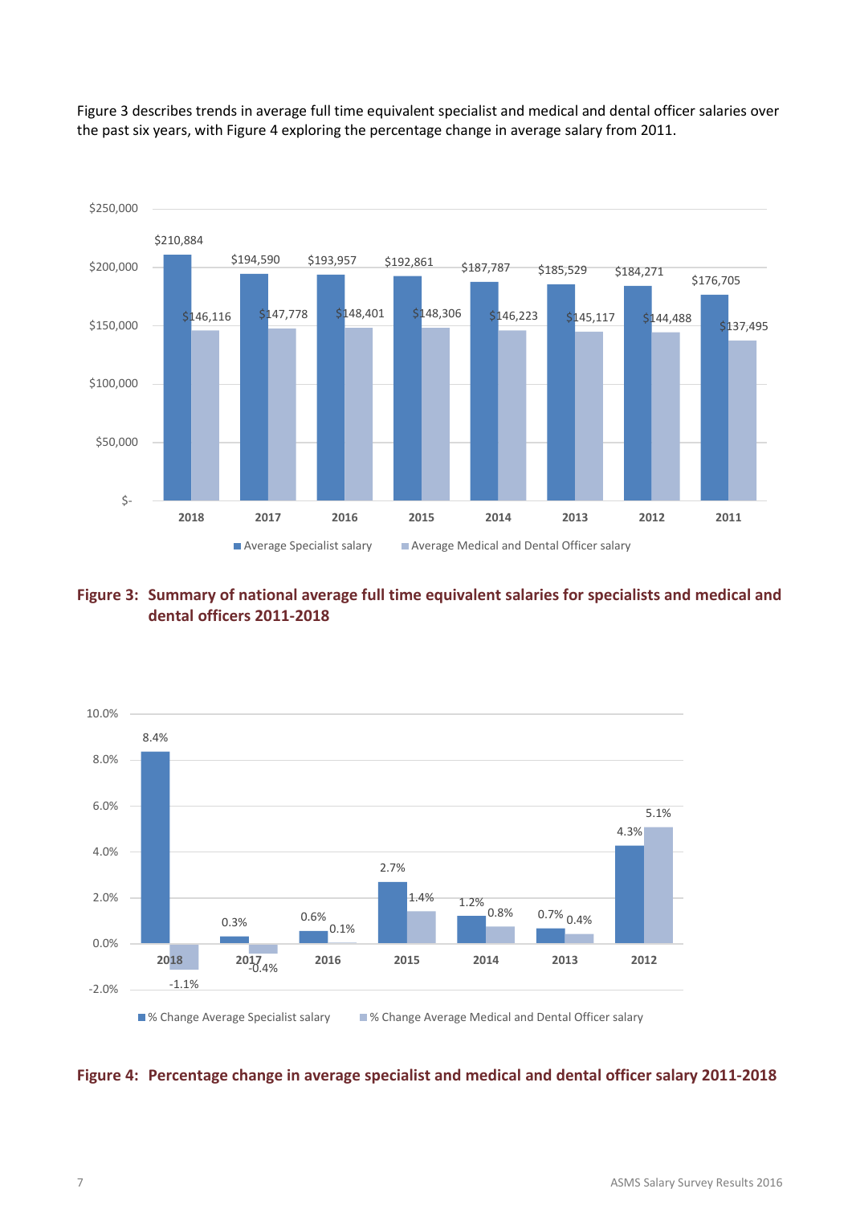Figure 3 describes trends in average full time equivalent specialist and medical and dental officer salaries over the past six years, with Figure 4 exploring the percentage change in average salary from 2011.

| Year | Average Specialist salary | Average Medical and Dental Officer salary |
|---|---|---|
| 2018 | $210,884 | $146,116 |
| 2017 | $194,590 | $147,778 |
| 2016 | $193,957 | $148,401 |
| 2015 | $192,861 | $148,306 |
| 2014 | $187,787 | $146,223 |
| 2013 | $185,529 | $145,117 |
| 2012 | $184,271 | $144,488 |
| 2011 | $176,705 | $137,495 |

**Figure 3: Summary of national average full time equivalent salaries for specialists and medical and dental officers 2011-2018**

| Year | % Change Average Specialist salary | % Change Average Medical and Dental Officer salary |
|---|---|---|
| 2018 | 8.4% | -1.1% |
| 2017 | 0.3% | -0.4% |
| 2016 | 0.6% | 0.1% |
| 2015 | 2.7% | 1.4% |
| 2014 | 1.2% | 0.8% |
| 2013 | 0.7% | 0.4% |
| 2012 | 4.3% | 5.1% |

**Figure 4: Percentage change in average specialist and medical and dental officer salary 2011-2018**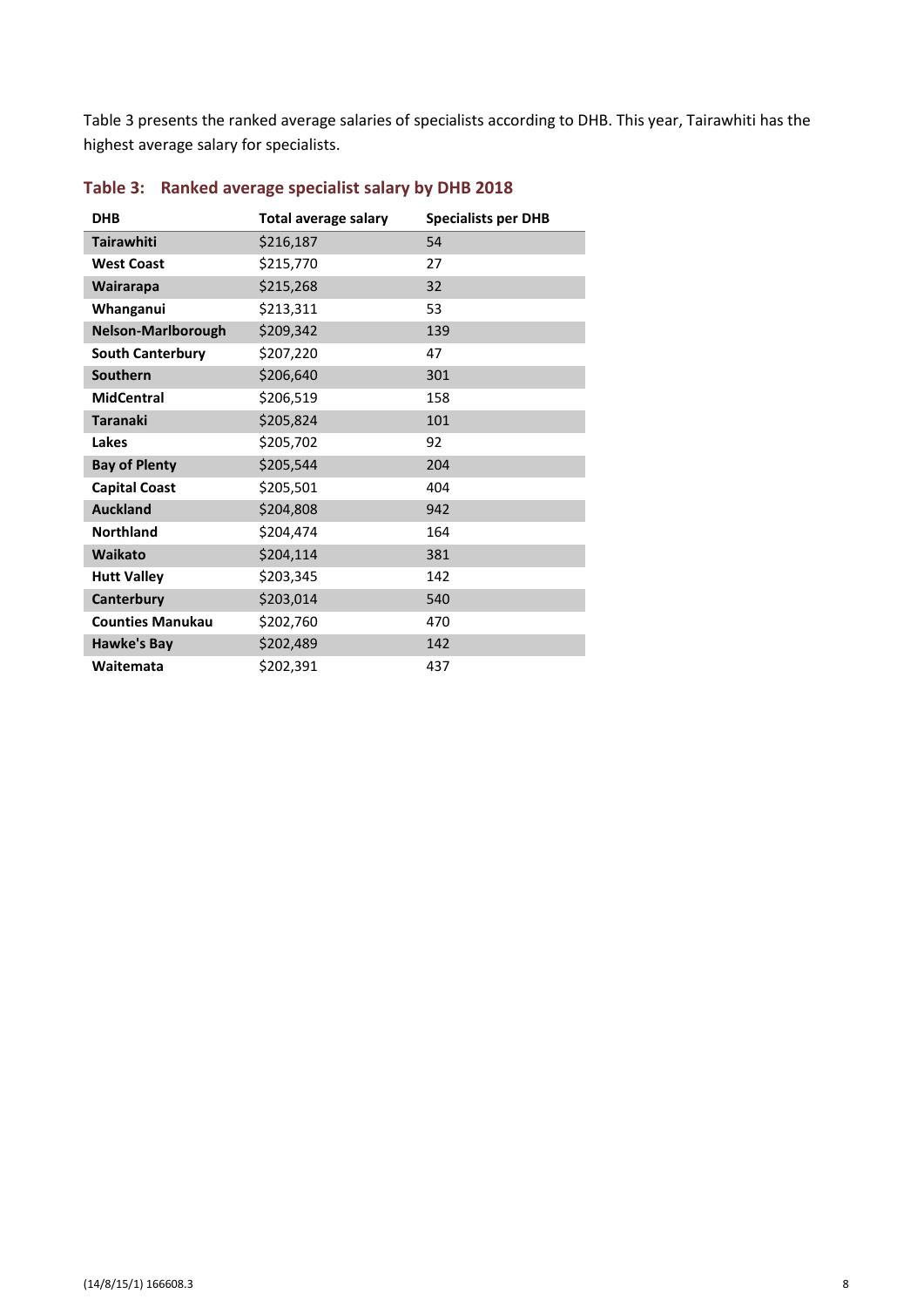Table 3 presents the ranked average salaries of specialists according to DHB. This year, Tairawhiti has the highest average salary for specialists.

### Table 3: Ranked average specialist salary by DHB 2018

| DHB | Total average salary | Specialists per DHB |
|---|---|---|
| **Tairawhiti** | $216,187 | 54 |
| **West Coast** | $215,770 | 27 |
| **Wairarapa** | $215,268 | 32 |
| **Whanganui** | $213,311 | 53 |
| **Nelson-Marlborough** | $209,342 | 139 |
| **South Canterbury** | $207,220 | 47 |
| **Southern** | $206,640 | 301 |
| **MidCentral** | $206,519 | 158 |
| **Taranaki** | $205,824 | 101 |
| **Lakes** | $205,702 | 92 |
| **Bay of Plenty** | $205,544 | 204 |
| **Capital Coast** | $205,501 | 404 |
| **Auckland** | $204,808 | 942 |
| **Northland** | $204,474 | 164 |
| **Waikato** | $204,114 | 381 |
| **Hutt Valley** | $203,345 | 142 |
| **Canterbury** | $203,014 | 540 |
| **Counties Manukau** | $202,760 | 470 |
| **Hawke's Bay** | $202,489 | 142 |
| **Waitemata** | $202,391 | 437 |

(14/8/15/1) 166608.3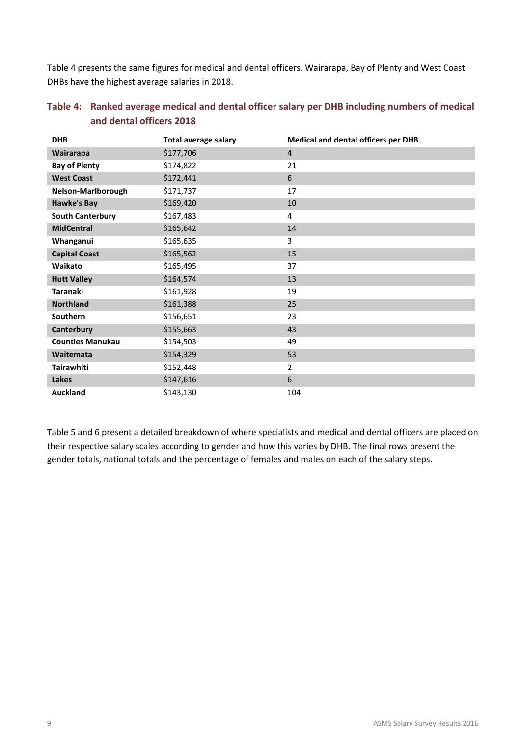Table 4 presents the same figures for medical and dental officers. Wairarapa, Bay of Plenty and West Coast DHBs have the highest average salaries in 2018.

### Table 4: Ranked average medical and dental officer salary per DHB including numbers of medical and dental officers 2018

| DHB | Total average salary | Medical and dental officers per DHB |
|---|---|---|
| **Wairarapa** | $177,706 | 4 |
| **Bay of Plenty** | $174,822 | 21 |
| **West Coast** | $172,441 | 6 |
| **Nelson-Marlborough** | $171,737 | 17 |
| **Hawke's Bay** | $169,420 | 10 |
| **South Canterbury** | $167,483 | 4 |
| **MidCentral** | $165,642 | 14 |
| **Whanganui** | $165,635 | 3 |
| **Capital Coast** | $165,562 | 15 |
| **Waikato** | $165,495 | 37 |
| **Hutt Valley** | $164,574 | 13 |
| **Taranaki** | $161,928 | 19 |
| **Northland** | $161,388 | 25 |
| **Southern** | $156,651 | 23 |
| **Canterbury** | $155,663 | 43 |
| **Counties Manukau** | $154,503 | 49 |
| **Waitemata** | $154,329 | 53 |
| **Tairawhiti** | $152,448 | 2 |
| **Lakes** | $147,616 | 6 |
| **Auckland** | $143,130 | 104 |

Table 5 and 6 present a detailed breakdown of where specialists and medical and dental officers are placed on their respective salary scales according to gender and how this varies by DHB. The final rows present the gender totals, national totals and the percentage of females and males on each of the salary steps.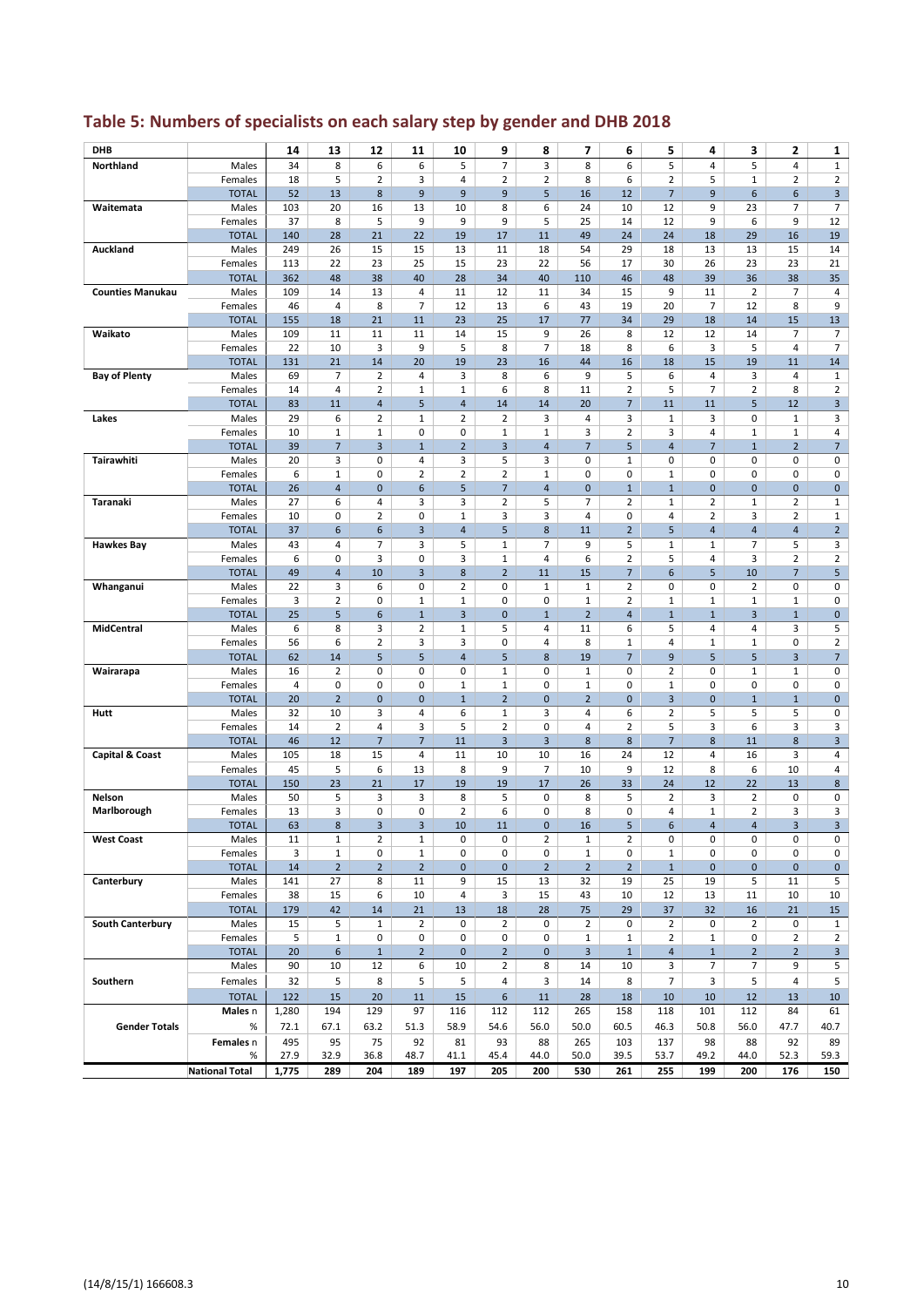## Table 5: Numbers of specialists on each salary step by gender and DHB 2018

| DHB | | 14 | 13 | 12 | 11 | 10 | 9 | 8 | 7 | 6 | 5 | 4 | 3 | 2 | 1 |
|---|---|---|---|---|---|---|---|---|---|---|---|---|---|---|---|
| Northland | Males | 34 | 8 | 6 | 6 | 5 | 7 | 3 | 8 | 6 | 5 | 4 | 5 | 4 | 1 |
| | Females | 18 | 5 | 2 | 3 | 4 | 2 | 2 | 8 | 6 | 2 | 5 | 1 | 2 | 2 |
| | TOTAL | 52 | 13 | 8 | 9 | 9 | 9 | 5 | 16 | 12 | 7 | 9 | 6 | 6 | 3 |
| Waitemata | Males | 103 | 20 | 16 | 13 | 10 | 8 | 6 | 24 | 10 | 12 | 9 | 23 | 7 | 7 |
| | Females | 37 | 8 | 5 | 9 | 9 | 9 | 5 | 25 | 14 | 12 | 9 | 6 | 9 | 12 |
| | TOTAL | 140 | 28 | 21 | 22 | 19 | 17 | 11 | 49 | 24 | 24 | 18 | 29 | 16 | 19 |
| Auckland | Males | 249 | 26 | 15 | 15 | 13 | 11 | 18 | 54 | 29 | 18 | 13 | 13 | 15 | 14 |
| | Females | 113 | 22 | 23 | 25 | 15 | 23 | 22 | 56 | 17 | 30 | 26 | 23 | 23 | 21 |
| | TOTAL | 362 | 48 | 38 | 40 | 28 | 34 | 40 | 110 | 46 | 48 | 39 | 36 | 38 | 35 |
| Counties Manukau | Males | 109 | 14 | 13 | 4 | 11 | 12 | 11 | 34 | 15 | 9 | 11 | 2 | 7 | 4 |
| | Females | 46 | 4 | 8 | 7 | 12 | 13 | 6 | 43 | 19 | 20 | 7 | 12 | 8 | 9 |
| | TOTAL | 155 | 18 | 21 | 11 | 23 | 25 | 17 | 77 | 34 | 29 | 18 | 14 | 15 | 13 |
| Waikato | Males | 109 | 11 | 11 | 11 | 14 | 15 | 9 | 26 | 8 | 12 | 12 | 14 | 7 | 7 |
| | Females | 22 | 10 | 3 | 9 | 5 | 8 | 7 | 18 | 8 | 6 | 3 | 5 | 4 | 7 |
| | TOTAL | 131 | 21 | 14 | 20 | 19 | 23 | 16 | 44 | 16 | 18 | 15 | 19 | 11 | 14 |
| Bay of Plenty | Males | 69 | 7 | 2 | 4 | 3 | 8 | 6 | 9 | 5 | 6 | 4 | 3 | 4 | 1 |
| | Females | 14 | 4 | 2 | 1 | 1 | 6 | 8 | 11 | 2 | 5 | 7 | 2 | 8 | 2 |
| | TOTAL | 83 | 11 | 4 | 5 | 4 | 14 | 14 | 20 | 7 | 11 | 11 | 5 | 12 | 3 |
| Lakes | Males | 29 | 6 | 2 | 1 | 2 | 2 | 3 | 4 | 3 | 1 | 3 | 0 | 1 | 3 |
| | Females | 10 | 1 | 1 | 0 | 0 | 1 | 1 | 3 | 2 | 3 | 4 | 1 | 1 | 4 |
| | TOTAL | 39 | 7 | 3 | 1 | 2 | 3 | 4 | 7 | 5 | 4 | 7 | 1 | 2 | 7 |
| Tairawhiti | Males | 20 | 3 | 0 | 4 | 3 | 5 | 3 | 0 | 1 | 0 | 0 | 0 | 0 | 0 |
| | Females | 6 | 1 | 0 | 2 | 2 | 2 | 1 | 0 | 0 | 1 | 0 | 0 | 0 | 0 |
| | TOTAL | 26 | 4 | 0 | 6 | 5 | 7 | 4 | 0 | 1 | 1 | 0 | 0 | 0 | 0 |
| Taranaki | Males | 27 | 6 | 4 | 3 | 3 | 2 | 5 | 7 | 2 | 1 | 2 | 1 | 2 | 1 |
| | Females | 10 | 0 | 2 | 0 | 1 | 3 | 3 | 4 | 0 | 4 | 2 | 3 | 2 | 1 |
| | TOTAL | 37 | 6 | 6 | 3 | 4 | 5 | 8 | 11 | 2 | 5 | 4 | 4 | 4 | 2 |
| Hawkes Bay | Males | 43 | 4 | 7 | 3 | 5 | 1 | 7 | 9 | 5 | 1 | 1 | 7 | 5 | 3 |
| | Females | 6 | 0 | 3 | 0 | 3 | 1 | 4 | 6 | 2 | 5 | 4 | 3 | 2 | 2 |
| | TOTAL | 49 | 4 | 10 | 3 | 8 | 2 | 11 | 15 | 7 | 6 | 5 | 10 | 7 | 5 |
| Whanganui | Males | 22 | 3 | 6 | 0 | 2 | 0 | 1 | 1 | 2 | 0 | 0 | 2 | 0 | 0 |
| | Females | 3 | 2 | 0 | 1 | 1 | 0 | 0 | 1 | 2 | 1 | 1 | 1 | 1 | 0 |
| | TOTAL | 25 | 5 | 6 | 1 | 3 | 0 | 1 | 2 | 4 | 1 | 1 | 3 | 1 | 0 |
| MidCentral | Males | 6 | 8 | 3 | 2 | 1 | 5 | 4 | 11 | 6 | 5 | 4 | 4 | 3 | 5 |
| | Females | 56 | 6 | 2 | 3 | 3 | 0 | 4 | 8 | 1 | 4 | 1 | 1 | 0 | 2 |
| | TOTAL | 62 | 14 | 5 | 5 | 4 | 5 | 8 | 19 | 7 | 9 | 5 | 5 | 3 | 7 |
| Wairarapa | Males | 16 | 2 | 0 | 0 | 0 | 1 | 0 | 1 | 0 | 2 | 0 | 1 | 1 | 0 |
| | Females | 4 | 0 | 0 | 0 | 1 | 1 | 0 | 1 | 0 | 1 | 0 | 0 | 0 | 0 |
| | TOTAL | 20 | 2 | 0 | 0 | 1 | 2 | 0 | 2 | 0 | 3 | 0 | 1 | 1 | 0 |
| Hutt | Males | 32 | 10 | 3 | 4 | 6 | 1 | 3 | 4 | 6 | 2 | 5 | 5 | 5 | 0 |
| | Females | 14 | 2 | 4 | 3 | 5 | 2 | 0 | 4 | 2 | 5 | 3 | 6 | 3 | 3 |
| | TOTAL | 46 | 12 | 7 | 7 | 11 | 3 | 3 | 8 | 8 | 7 | 8 | 11 | 8 | 3 |
| Capital & Coast | Males | 105 | 18 | 15 | 4 | 11 | 10 | 10 | 16 | 24 | 12 | 4 | 16 | 3 | 4 |
| | Females | 45 | 5 | 6 | 13 | 8 | 9 | 7 | 10 | 9 | 12 | 8 | 6 | 10 | 4 |
| | TOTAL | 150 | 23 | 21 | 17 | 19 | 19 | 17 | 26 | 33 | 24 | 12 | 22 | 13 | 8 |
| Nelson Marlborough | Males | 50 | 5 | 3 | 3 | 8 | 5 | 0 | 8 | 5 | 2 | 3 | 2 | 0 | 0 |
| | Females | 13 | 3 | 0 | 0 | 2 | 6 | 0 | 8 | 0 | 4 | 1 | 2 | 3 | 3 |
| | TOTAL | 63 | 8 | 3 | 3 | 10 | 11 | 0 | 16 | 5 | 6 | 4 | 4 | 3 | 3 |
| West Coast | Males | 11 | 1 | 2 | 1 | 0 | 0 | 2 | 1 | 2 | 0 | 0 | 0 | 0 | 0 |
| | Females | 3 | 1 | 0 | 1 | 0 | 0 | 0 | 1 | 0 | 1 | 0 | 0 | 0 | 0 |
| | TOTAL | 14 | 2 | 2 | 2 | 0 | 0 | 2 | 2 | 2 | 1 | 0 | 0 | 0 | 0 |
| Canterbury | Males | 141 | 27 | 8 | 11 | 9 | 15 | 13 | 32 | 19 | 25 | 19 | 5 | 11 | 5 |
| | Females | 38 | 15 | 6 | 10 | 4 | 3 | 15 | 43 | 10 | 12 | 13 | 11 | 10 | 10 |
| | TOTAL | 179 | 42 | 14 | 21 | 13 | 18 | 28 | 75 | 29 | 37 | 32 | 16 | 21 | 15 |
| South Canterbury | Males | 15 | 5 | 1 | 2 | 0 | 2 | 0 | 2 | 0 | 2 | 0 | 2 | 0 | 1 |
| | Females | 5 | 1 | 0 | 0 | 0 | 0 | 0 | 1 | 1 | 2 | 1 | 0 | 2 | 2 |
| | TOTAL | 20 | 6 | 1 | 2 | 0 | 2 | 0 | 3 | 1 | 4 | 1 | 2 | 2 | 3 |
| Southern | Males | 90 | 10 | 12 | 6 | 10 | 2 | 8 | 14 | 10 | 3 | 7 | 7 | 9 | 5 |
| | Females | 32 | 5 | 8 | 5 | 5 | 4 | 3 | 14 | 8 | 7 | 3 | 5 | 4 | 5 |
| | TOTAL | 122 | 15 | 20 | 11 | 15 | 6 | 11 | 28 | 18 | 10 | 10 | 12 | 13 | 10 |
| Gender Totals | Males n | 1,280 | 194 | 129 | 97 | 116 | 112 | 112 | 265 | 158 | 118 | 101 | 112 | 84 | 61 |
| | % | 72.1 | 67.1 | 63.2 | 51.3 | 58.9 | 54.6 | 56.0 | 50.0 | 60.5 | 46.3 | 50.8 | 56.0 | 47.7 | 40.7 |
| | Females n | 495 | 95 | 75 | 92 | 81 | 93 | 88 | 265 | 103 | 137 | 98 | 88 | 92 | 89 |
| | % | 27.9 | 32.9 | 36.8 | 48.7 | 41.1 | 45.4 | 44.0 | 50.0 | 39.5 | 53.7 | 49.2 | 44.0 | 52.3 | 59.3 |
| | National Total | 1,775 | 289 | 204 | 189 | 197 | 205 | 200 | 530 | 261 | 255 | 199 | 200 | 176 | 150 |

(14/8/15/1) 166608.3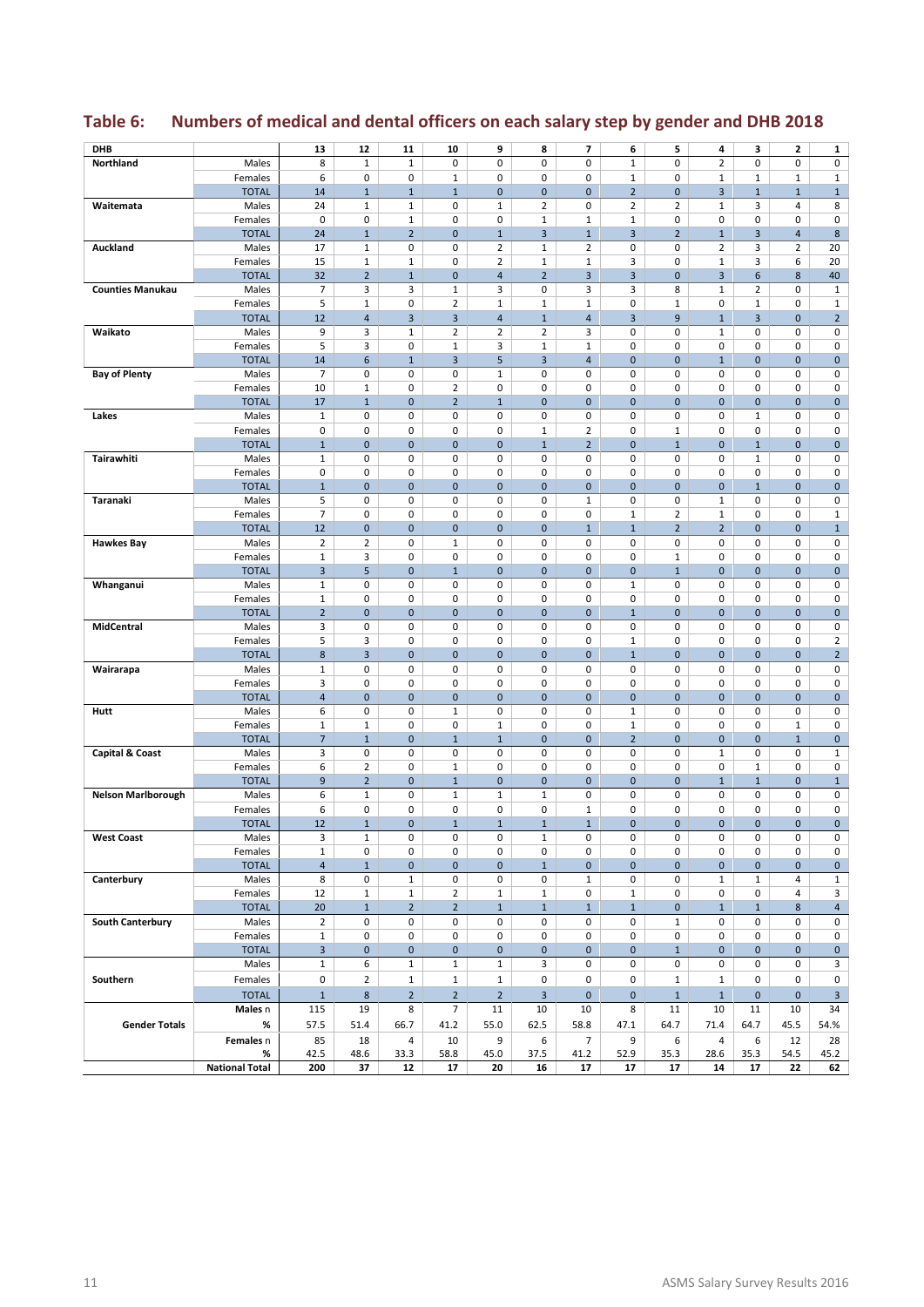## Table 6: Numbers of medical and dental officers on each salary step by gender and DHB 2018

| DHB | | 13 | 12 | 11 | 10 | 9 | 8 | 7 | 6 | 5 | 4 | 3 | 2 | 1 |
|---|---|---|---|---|---|---|---|---|---|---|---|---|---|---|
| **Northland** | Males | 8 | 1 | 1 | 0 | 0 | 0 | 0 | 1 | 0 | 2 | 0 | 0 | 0 |
| | Females | 6 | 0 | 0 | 1 | 0 | 0 | 0 | 1 | 0 | 1 | 1 | 1 | 1 |
| | TOTAL | 14 | 1 | 1 | 1 | 0 | 0 | 0 | 2 | 0 | 3 | 1 | 1 | 1 |
| **Waitemata** | Males | 24 | 1 | 1 | 0 | 1 | 2 | 0 | 2 | 2 | 1 | 3 | 4 | 8 |
| | Females | 0 | 0 | 1 | 0 | 0 | 1 | 1 | 1 | 0 | 0 | 0 | 0 | 0 |
| | TOTAL | 24 | 1 | 2 | 0 | 1 | 3 | 1 | 3 | 2 | 1 | 3 | 4 | 8 |
| **Auckland** | Males | 17 | 1 | 0 | 0 | 2 | 1 | 2 | 0 | 0 | 2 | 3 | 2 | 20 |
| | Females | 15 | 1 | 1 | 0 | 2 | 1 | 1 | 3 | 0 | 1 | 3 | 6 | 20 |
| | TOTAL | 32 | 2 | 1 | 0 | 4 | 2 | 3 | 3 | 0 | 3 | 6 | 8 | 40 |
| **Counties Manukau** | Males | 7 | 3 | 3 | 1 | 3 | 0 | 3 | 3 | 8 | 1 | 2 | 0 | 1 |
| | Females | 5 | 1 | 0 | 2 | 1 | 1 | 1 | 0 | 1 | 0 | 1 | 0 | 1 |
| | TOTAL | 12 | 4 | 3 | 3 | 4 | 1 | 4 | 3 | 9 | 1 | 3 | 0 | 2 |
| **Waikato** | Males | 9 | 3 | 1 | 2 | 2 | 2 | 3 | 0 | 0 | 1 | 0 | 0 | 0 |
| | Females | 5 | 3 | 0 | 1 | 3 | 1 | 1 | 0 | 0 | 0 | 0 | 0 | 0 |
| | TOTAL | 14 | 6 | 1 | 3 | 5 | 3 | 4 | 0 | 0 | 1 | 0 | 0 | 0 |
| **Bay of Plenty** | Males | 7 | 0 | 0 | 0 | 1 | 0 | 0 | 0 | 0 | 0 | 0 | 0 | 0 |
| | Females | 10 | 1 | 0 | 2 | 0 | 0 | 0 | 0 | 0 | 0 | 0 | 0 | 0 |
| | TOTAL | 17 | 1 | 0 | 2 | 1 | 0 | 0 | 0 | 0 | 0 | 0 | 0 | 0 |
| **Lakes** | Males | 1 | 0 | 0 | 0 | 0 | 0 | 0 | 0 | 0 | 0 | 1 | 0 | 0 |
| | Females | 0 | 0 | 0 | 0 | 0 | 1 | 2 | 0 | 1 | 0 | 0 | 0 | 0 |
| | TOTAL | 1 | 0 | 0 | 0 | 0 | 1 | 2 | 0 | 1 | 0 | 1 | 0 | 0 |
| **Tairawhiti** | Males | 1 | 0 | 0 | 0 | 0 | 0 | 0 | 0 | 0 | 0 | 1 | 0 | 0 |
| | Females | 0 | 0 | 0 | 0 | 0 | 0 | 0 | 0 | 0 | 0 | 0 | 0 | 0 |
| | TOTAL | 1 | 0 | 0 | 0 | 0 | 0 | 0 | 0 | 0 | 0 | 1 | 0 | 0 |
| **Taranaki** | Males | 5 | 0 | 0 | 0 | 0 | 0 | 1 | 0 | 0 | 1 | 0 | 0 | 0 |
| | Females | 7 | 0 | 0 | 0 | 0 | 0 | 0 | 1 | 2 | 1 | 0 | 0 | 1 |
| | TOTAL | 12 | 0 | 0 | 0 | 0 | 0 | 1 | 1 | 2 | 2 | 0 | 0 | 1 |
| **Hawkes Bay** | Males | 2 | 2 | 0 | 1 | 0 | 0 | 0 | 0 | 0 | 0 | 0 | 0 | 0 |
| | Females | 1 | 3 | 0 | 0 | 0 | 0 | 0 | 0 | 1 | 0 | 0 | 0 | 0 |
| | TOTAL | 3 | 5 | 0 | 1 | 0 | 0 | 0 | 0 | 1 | 0 | 0 | 0 | 0 |
| **Whanganui** | Males | 1 | 0 | 0 | 0 | 0 | 0 | 0 | 1 | 0 | 0 | 0 | 0 | 0 |
| | Females | 1 | 0 | 0 | 0 | 0 | 0 | 0 | 0 | 0 | 0 | 0 | 0 | 0 |
| | TOTAL | 2 | 0 | 0 | 0 | 0 | 0 | 0 | 1 | 0 | 0 | 0 | 0 | 0 |
| **MidCentral** | Males | 3 | 0 | 0 | 0 | 0 | 0 | 0 | 0 | 0 | 0 | 0 | 0 | 0 |
| | Females | 5 | 3 | 0 | 0 | 0 | 0 | 0 | 1 | 0 | 0 | 0 | 0 | 2 |
| | TOTAL | 8 | 3 | 0 | 0 | 0 | 0 | 0 | 1 | 0 | 0 | 0 | 0 | 2 |
| **Wairarapa** | Males | 1 | 0 | 0 | 0 | 0 | 0 | 0 | 0 | 0 | 0 | 0 | 0 | 0 |
| | Females | 3 | 0 | 0 | 0 | 0 | 0 | 0 | 0 | 0 | 0 | 0 | 0 | 0 |
| | TOTAL | 4 | 0 | 0 | 0 | 0 | 0 | 0 | 0 | 0 | 0 | 0 | 0 | 0 |
| **Hutt** | Males | 6 | 0 | 0 | 1 | 0 | 0 | 0 | 1 | 0 | 0 | 0 | 0 | 0 |
| | Females | 1 | 1 | 0 | 0 | 1 | 0 | 0 | 1 | 0 | 0 | 0 | 1 | 0 |
| | TOTAL | 7 | 1 | 0 | 1 | 1 | 0 | 0 | 2 | 0 | 0 | 0 | 1 | 0 |
| **Capital & Coast** | Males | 3 | 0 | 0 | 0 | 0 | 0 | 0 | 0 | 0 | 1 | 0 | 0 | 1 |
| | Females | 6 | 2 | 0 | 1 | 0 | 0 | 0 | 0 | 0 | 0 | 1 | 0 | 0 |
| | TOTAL | 9 | 2 | 0 | 1 | 0 | 0 | 0 | 0 | 0 | 1 | 1 | 0 | 1 |
| **Nelson Marlborough** | Males | 6 | 1 | 0 | 1 | 1 | 1 | 0 | 0 | 0 | 0 | 0 | 0 | 0 |
| | Females | 6 | 0 | 0 | 0 | 0 | 0 | 1 | 0 | 0 | 0 | 0 | 0 | 0 |
| | TOTAL | 12 | 1 | 0 | 1 | 1 | 1 | 1 | 0 | 0 | 0 | 0 | 0 | 0 |
| **West Coast** | Males | 3 | 1 | 0 | 0 | 0 | 1 | 0 | 0 | 0 | 0 | 0 | 0 | 0 |
| | Females | 1 | 0 | 0 | 0 | 0 | 0 | 0 | 0 | 0 | 0 | 0 | 0 | 0 |
| | TOTAL | 4 | 1 | 0 | 0 | 0 | 1 | 0 | 0 | 0 | 0 | 0 | 0 | 0 |
| **Canterbury** | Males | 8 | 0 | 1 | 0 | 0 | 0 | 1 | 0 | 0 | 1 | 1 | 4 | 1 |
| | Females | 12 | 1 | 1 | 2 | 1 | 1 | 0 | 1 | 0 | 0 | 0 | 4 | 3 |
| | TOTAL | 20 | 1 | 2 | 2 | 1 | 1 | 1 | 1 | 0 | 1 | 1 | 8 | 4 |
| **South Canterbury** | Males | 2 | 0 | 0 | 0 | 0 | 0 | 0 | 0 | 1 | 0 | 0 | 0 | 0 |
| | Females | 1 | 0 | 0 | 0 | 0 | 0 | 0 | 0 | 0 | 0 | 0 | 0 | 0 |
| | TOTAL | 3 | 0 | 0 | 0 | 0 | 0 | 0 | 0 | 1 | 0 | 0 | 0 | 0 |
| **Southern** | Males | 1 | 6 | 1 | 1 | 1 | 3 | 0 | 0 | 0 | 0 | 0 | 0 | 3 |
| | Females | 0 | 2 | 1 | 1 | 1 | 0 | 0 | 0 | 1 | 1 | 0 | 0 | 0 |
| | TOTAL | 1 | 8 | 2 | 2 | 2 | 3 | 0 | 0 | 1 | 1 | 0 | 0 | 3 |
| **Gender Totals** | Males n | 115 | 19 | 8 | 7 | 11 | 10 | 10 | 8 | 11 | 10 | 11 | 10 | 34 |
| | % | 57.5 | 51.4 | 66.7 | 41.2 | 55.0 | 62.5 | 58.8 | 47.1 | 64.7 | 71.4 | 64.7 | 45.5 | 54.% |
| | Females n | 85 | 18 | 4 | 10 | 9 | 6 | 7 | 9 | 6 | 4 | 6 | 12 | 28 |
| | % | 42.5 | 48.6 | 33.3 | 58.8 | 45.0 | 37.5 | 41.2 | 52.9 | 35.3 | 28.6 | 35.3 | 54.5 | 45.2 |
| | **National Total** | **200** | **37** | **12** | **17** | **20** | **16** | **17** | **17** | **17** | **14** | **17** | **22** | **62** |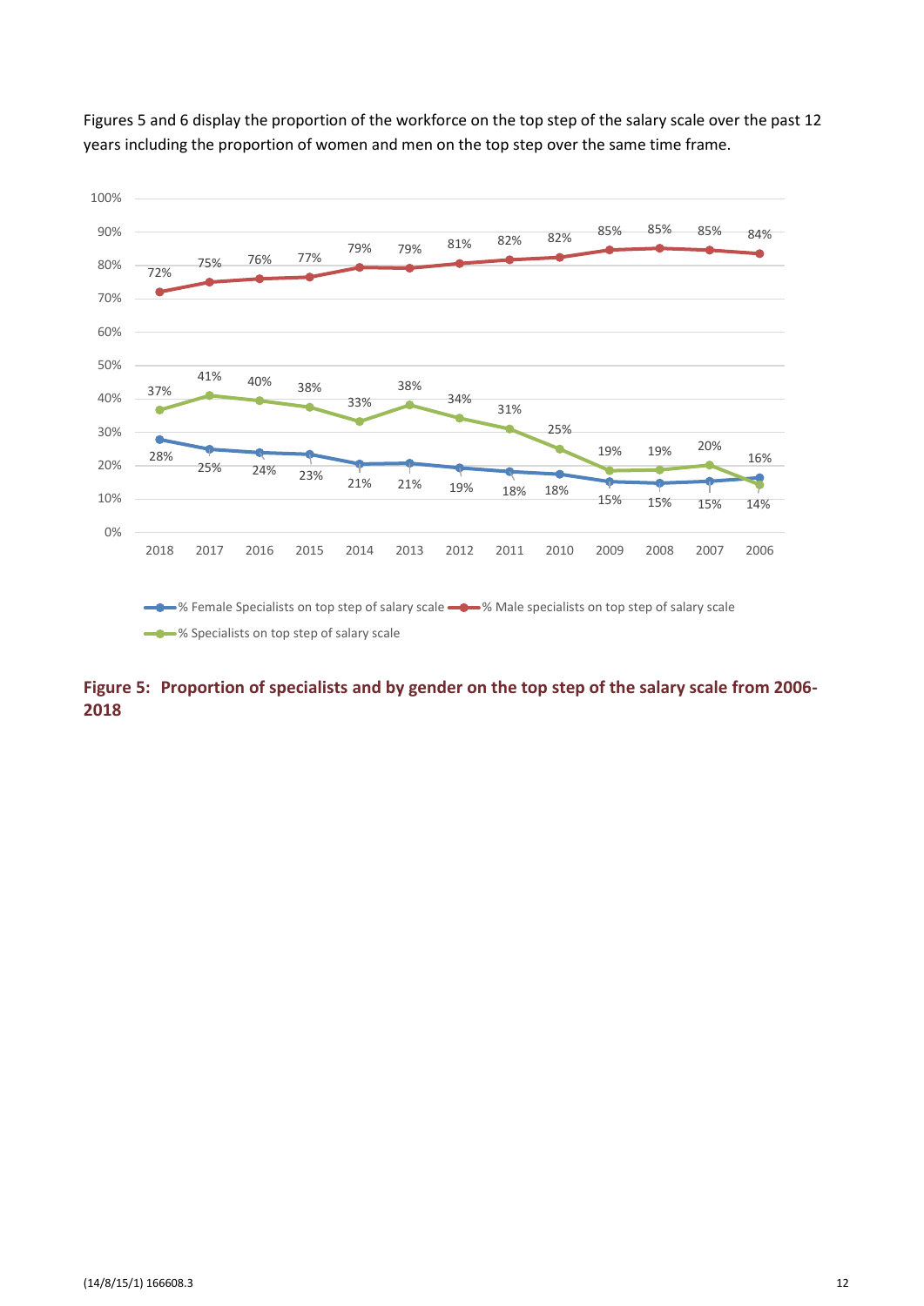Figures 5 and 6 display the proportion of the workforce on the top step of the salary scale over the past 12 years including the proportion of women and men on the top step over the same time frame.

| Year | % Female Specialists on top step of salary scale | % Male specialists on top step of salary scale | % Specialists on top step of salary scale |
|---|---|---|---|
| 2018 | 28% | 72% | 37% |
| 2017 | 25% | 75% | 41% |
| 2016 | 24% | 76% | 40% |
| 2015 | 23% | 77% | 38% |
| 2014 | 21% | 79% | 33% |
| 2013 | 21% | 79% | 38% |
| 2012 | 19% | 81% | 34% |
| 2011 | 18% | 82% | 31% |
| 2010 | 18% | 82% | 25% |
| 2009 | 15% | 85% | 19% |
| 2008 | 15% | 85% | 19% |
| 2007 | 15% | 85% | 20% |
| 2006 | 16% | 84% | 14% |

**Figure 5: Proportion of specialists and by gender on the top step of the salary scale from 2006-2018**

(14/8/15/1) 166608.3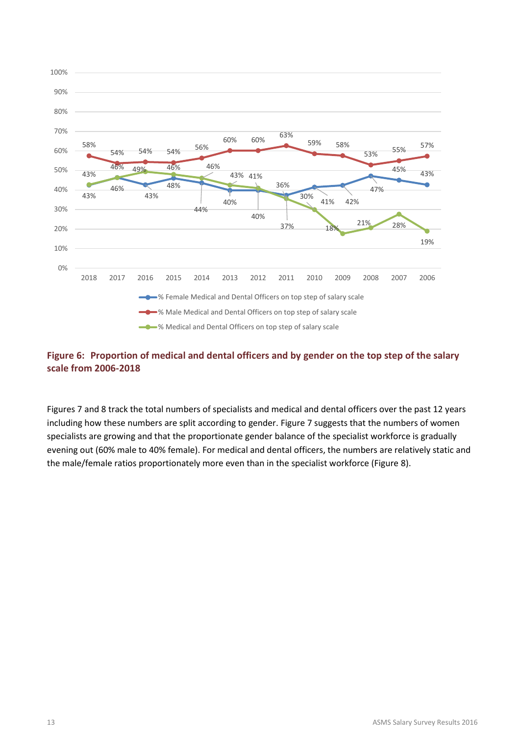**Figure 6: Proportion of medical and dental officers and by gender on the top step of the salary scale from 2006-2018**

Figures 7 and 8 track the total numbers of specialists and medical and dental officers over the past 12 years including how these numbers are split according to gender. Figure 7 suggests that the numbers of women specialists are growing and that the proportionate gender balance of the specialist workforce is gradually evening out (60% male to 40% female). For medical and dental officers, the numbers are relatively static and the male/female ratios proportionately more even than in the specialist workforce (Figure 8).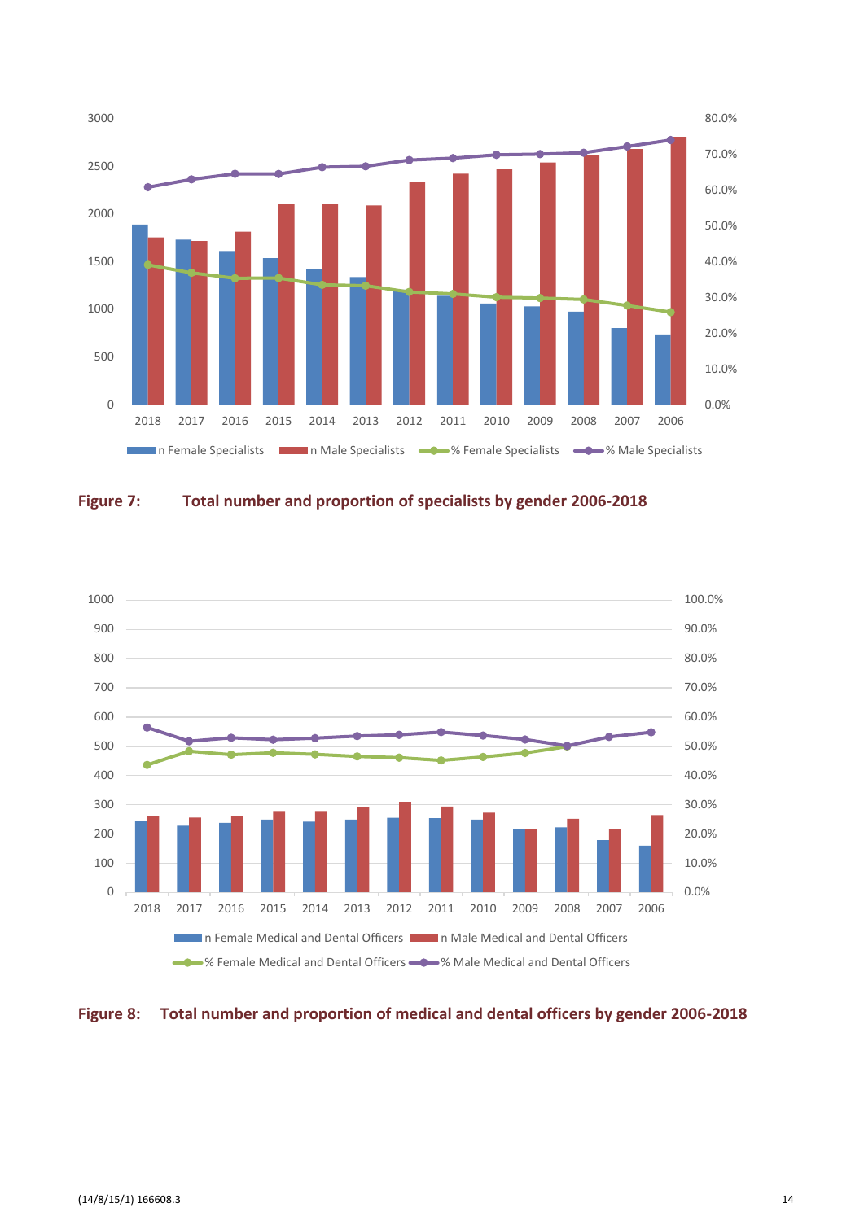3000
2500
2000
1500
1000
500
0

80.0%
70.0%
60.0%
50.0%
40.0%
30.0%
20.0%
10.0%
0.0%

2018 2017 2016 2015 2014 2013 2012 2011 2010 2009 2008 2007 2006

n Female Specialists    n Male Specialists    % Female Specialists    % Male Specialists

**Figure 7: Total number and proportion of specialists by gender 2006-2018**

1000
900
800
700
600
500
400
300
200
100
0

100.0%
90.0%
80.0%
70.0%
60.0%
50.0%
40.0%
30.0%
20.0%
10.0%
0.0%

2018 2017 2016 2015 2014 2013 2012 2011 2010 2009 2008 2007 2006

n Female Medical and Dental Officers    n Male Medical and Dental Officers

% Female Medical and Dental Officers    % Male Medical and Dental Officers

**Figure 8: Total number and proportion of medical and dental officers by gender 2006-2018**

(14/8/15/1) 166608.3